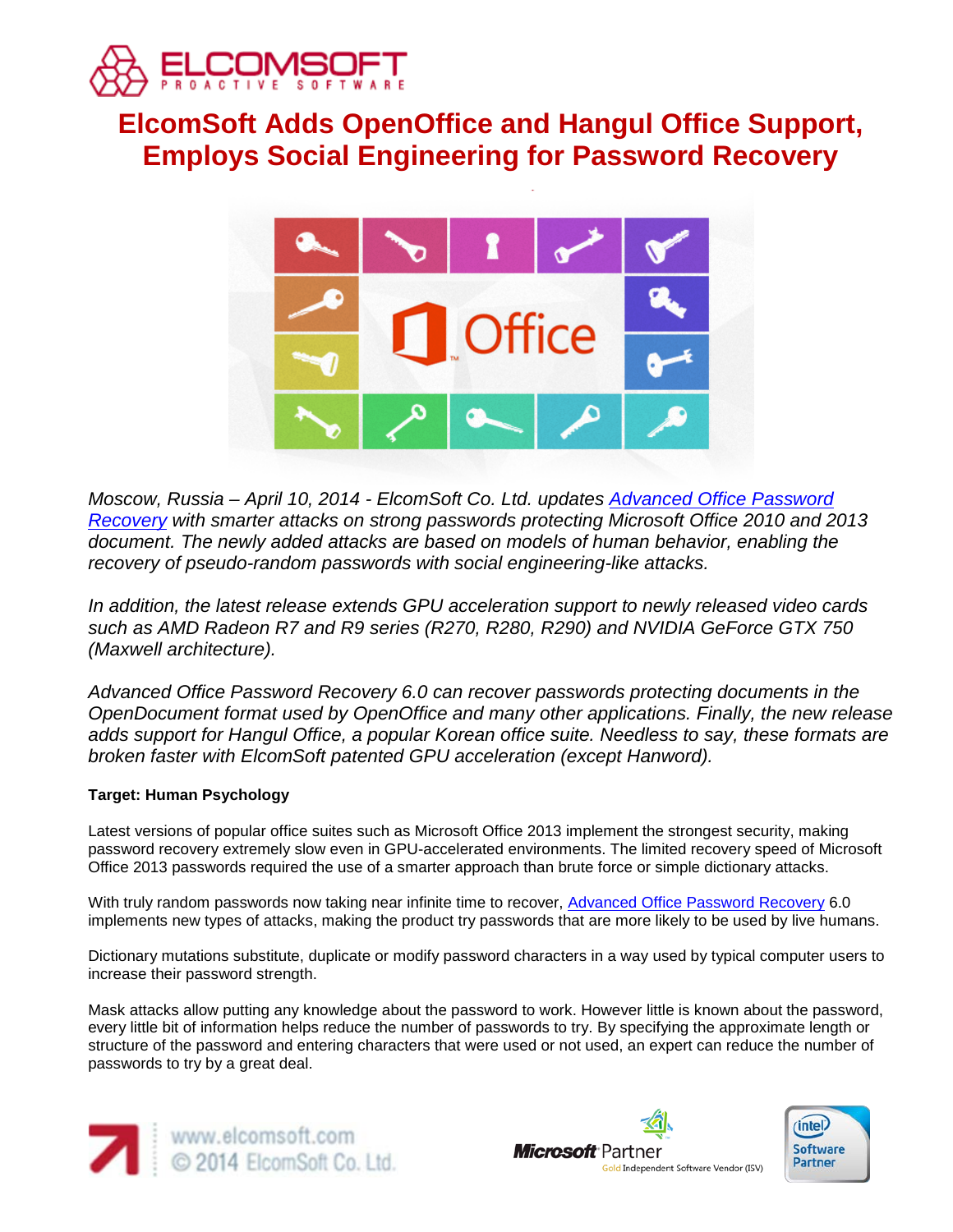# ElcomSoft Adds OpenOffice and Hangul Office Support, Employs Social Engineering for Password Recovery

*Moscow, Russia – April 10, 2014 - ElcomSoft Co. Ltd. updates [Advanced Office Password Recovery] with smarter attacks on strong passwords protecting Microsoft Office 2010 and 2013 document. The newly added attacks are based on models of human behavior, enabling the recovery of pseudo-random passwords with social engineering-like attacks.*

*In addition, the latest release extends GPU acceleration support to newly released video cards such as AMD Radeon R7 and R9 series (R270, R280, R290) and NVIDIA GeForce GTX 750 (Maxwell architecture).*

*Advanced Office Password Recovery 6.0 can recover passwords protecting documents in the OpenDocument format used by OpenOffice and many other applications. Finally, the new release adds support for Hangul Office, a popular Korean office suite. Needless to say, these formats are broken faster with ElcomSoft patented GPU acceleration (except Hanword).*

**Target: Human Psychology**

Latest versions of popular office suites such as Microsoft Office 2013 implement the strongest security, making password recovery extremely slow even in GPU-accelerated environments. The limited recovery speed of Microsoft Office 2013 passwords required the use of a smarter approach than brute force or simple dictionary attacks.

With truly random passwords now taking near infinite time to recover, Advanced Office Password Recovery 6.0 implements new types of attacks, making the product try passwords that are more likely to be used by live humans.

Dictionary mutations substitute, duplicate or modify password characters in a way used by typical computer users to increase their password strength.

Mask attacks allow putting any knowledge about the password to work. However little is known about the password, every little bit of information helps reduce the number of passwords to try. By specifying the approximate length or structure of the password and entering characters that were used or not used, an expert can reduce the number of passwords to try by a great deal.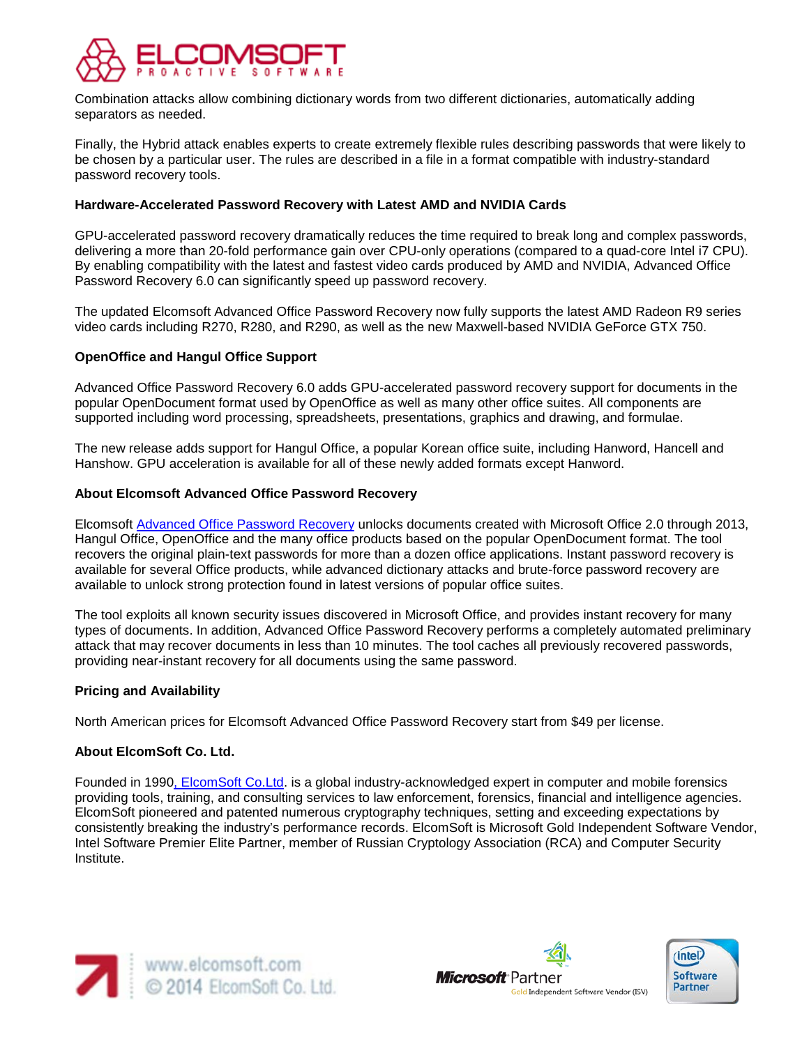Combination attacks allow combining dictionary words from two different dictionaries, automatically adding separators as needed.

Finally, the Hybrid attack enables experts to create extremely flexible rules describing passwords that were likely to be chosen by a particular user. The rules are described in a file in a format compatible with industry-standard password recovery tools.

**Hardware-Accelerated Password Recovery with Latest AMD and NVIDIA Cards**

GPU-accelerated password recovery dramatically reduces the time required to break long and complex passwords, delivering a more than 20-fold performance gain over CPU-only operations (compared to a quad-core Intel i7 CPU). By enabling compatibility with the latest and fastest video cards produced by AMD and NVIDIA, Advanced Office Password Recovery 6.0 can significantly speed up password recovery.

The updated Elcomsoft Advanced Office Password Recovery now fully supports the latest AMD Radeon R9 series video cards including R270, R280, and R290, as well as the new Maxwell-based NVIDIA GeForce GTX 750.

**OpenOffice and Hangul Office Support**

Advanced Office Password Recovery 6.0 adds GPU-accelerated password recovery support for documents in the popular OpenDocument format used by OpenOffice as well as many other office suites. All components are supported including word processing, spreadsheets, presentations, graphics and drawing, and formulae.

The new release adds support for Hangul Office, a popular Korean office suite, including Hanword, Hancell and Hanshow. GPU acceleration is available for all of these newly added formats except Hanword.

**About Elcomsoft Advanced Office Password Recovery**

Elcomsoft Advanced Office Password Recovery unlocks documents created with Microsoft Office 2.0 through 2013, Hangul Office, OpenOffice and the many office products based on the popular OpenDocument format. The tool recovers the original plain-text passwords for more than a dozen office applications. Instant password recovery is available for several Office products, while advanced dictionary attacks and brute-force password recovery are available to unlock strong protection found in latest versions of popular office suites.

The tool exploits all known security issues discovered in Microsoft Office, and provides instant recovery for many types of documents. In addition, Advanced Office Password Recovery performs a completely automated preliminary attack that may recover documents in less than 10 minutes. The tool caches all previously recovered passwords, providing near-instant recovery for all documents using the same password.

**Pricing and Availability**

North American prices for Elcomsoft Advanced Office Password Recovery start from $49 per license.

**About ElcomSoft Co. Ltd.**

Founded in 1990, ElcomSoft Co.Ltd. is a global industry-acknowledged expert in computer and mobile forensics providing tools, training, and consulting services to law enforcement, forensics, financial and intelligence agencies. ElcomSoft pioneered and patented numerous cryptography techniques, setting and exceeding expectations by consistently breaking the industry's performance records. ElcomSoft is Microsoft Gold Independent Software Vendor, Intel Software Premier Elite Partner, member of Russian Cryptology Association (RCA) and Computer Security Institute.

www.elcomsoft.com
© 2014 ElcomSoft Co. Ltd.